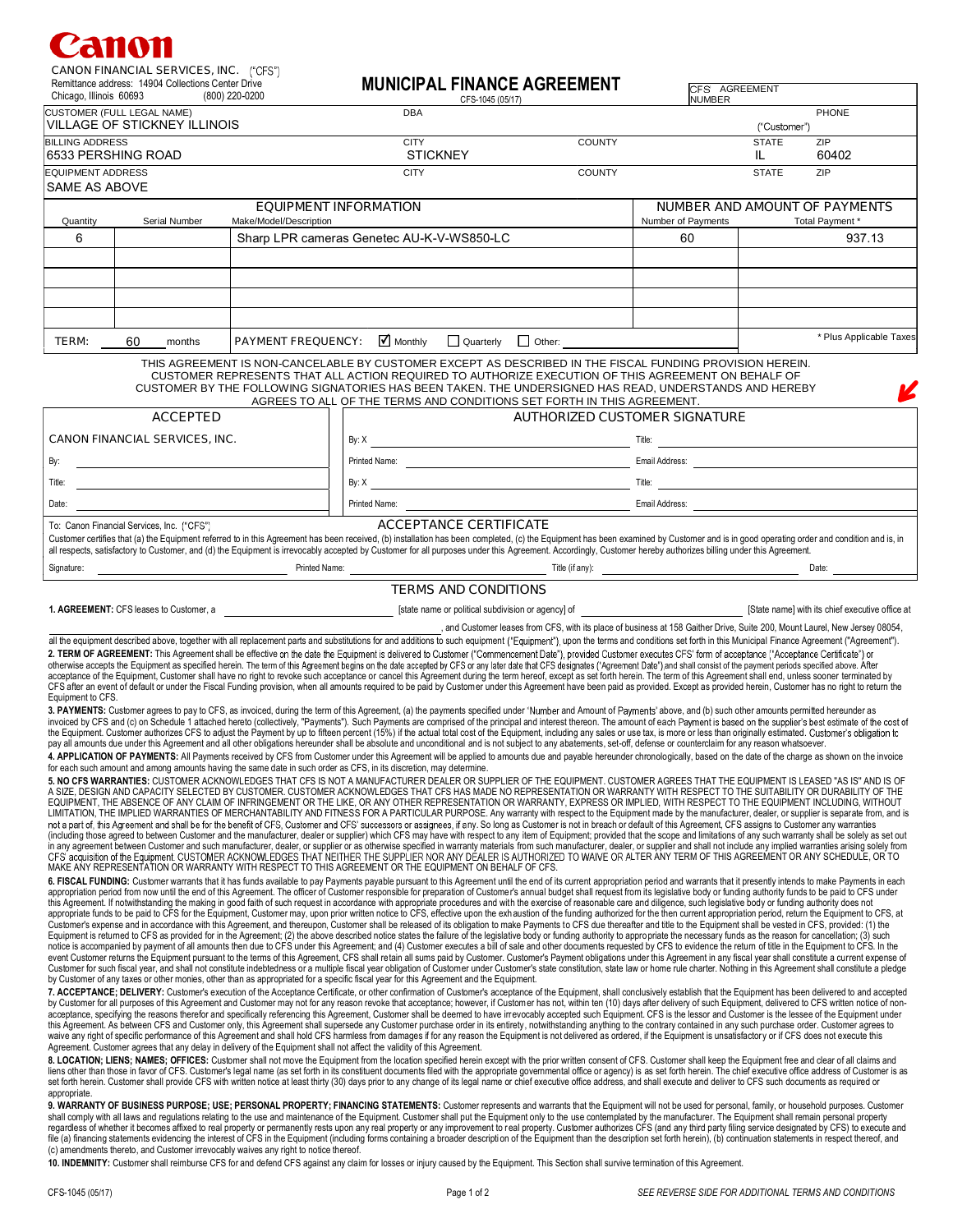Canon

CANON FINANCIAL SERVICES, INC. ("CFS")
Remittance address: 14904 Collections Center Drive
Chicago, Illinois 60693 (800) 220-0200

# MUNICIPAL FINANCE AGREEMENT

CFS-1045 (05/17)

CFS AGREEMENT NUMBER

| CUSTOMER (FULL LEGAL NAME) | DBA | | PHONE |
|---|---|---|---|
| VILLAGE OF STICKNEY ILLINOIS | | | ("Customer") |

| BILLING ADDRESS | CITY | COUNTY | STATE | ZIP |
|---|---|---|---|---|
| 6533 PERSHING ROAD | STICKNEY | | IL | 60402 |

| EQUIPMENT ADDRESS | CITY | COUNTY | STATE | ZIP |
|---|---|---|---|---|
| SAME AS ABOVE | | | | |

| EQUIPMENT INFORMATION | | | NUMBER AND AMOUNT OF PAYMENTS | |
|---|---|---|---|---|
| Quantity | Serial Number | Make/Model/Description | Number of Payments | Total Payment * |
| 6 | | Sharp LPR cameras Genetec AU-K-V-WS850-LC | 60 | 937.13 |
| | | | | |
| | | | | |
| | | | | |
| | | | | |

TERM: 60 months PAYMENT FREQUENCY: ☑ Monthly ☐ Quarterly ☐ Other: * Plus Applicable Taxes

THIS AGREEMENT IS NON-CANCELABLE BY CUSTOMER EXCEPT AS DESCRIBED IN THE FISCAL FUNDING PROVISION HEREIN. CUSTOMER REPRESENTS THAT ALL ACTION REQUIRED TO AUTHORIZE EXECUTION OF THIS AGREEMENT ON BEHALF OF CUSTOMER BY THE FOLLOWING SIGNATORIES HAS BEEN TAKEN. THE UNDERSIGNED HAS READ, UNDERSTANDS AND HEREBY AGREES TO ALL OF THE TERMS AND CONDITIONS SET FORTH IN THIS AGREEMENT.

| ACCEPTED | AUTHORIZED CUSTOMER SIGNATURE | |
|---|---|---|
| CANON FINANCIAL SERVICES, INC. | By: X | Title: |
| By: | Printed Name: | Email Address: |
| Title: | By: X | Title: |
| Date: | Printed Name: | Email Address: |

To: Canon Financial Services, Inc. ("CFS")

## ACCEPTANCE CERTIFICATE

Customer certifies that (a) the Equipment referred to in this Agreement has been received, (b) installation has been completed, (c) the Equipment has been examined by Customer and is in good operating order and condition and is, in all respects, satisfactory to Customer, and (d) the Equipment is irrevocably accepted by Customer for all purposes under this Agreement. Accordingly, Customer hereby authorizes billing under this Agreement.

Signature: Printed Name: Title (if any): Date:

## TERMS AND CONDITIONS

**1. AGREEMENT:** CFS leases to Customer, a ____________ [state name or political subdivision or agency] of ____________ [State name] with its chief executive office at ____________, and Customer leases from CFS, with its place of business at 158 Gaither Drive, Suite 200, Mount Laurel, New Jersey 08054, all the equipment described above, together with all replacement parts and substitutions for and additions to such equipment ("Equipment"), upon the terms and conditions set forth in this Municipal Finance Agreement ("Agreement").

**2. TERM OF AGREEMENT:** This Agreement shall be effective on the date the Equipment is delivered to Customer ("Commencement Date"), provided Customer executes CFS' form of acceptance ("Acceptance Certificate") or otherwise accepts the Equipment as specified herein. The term of this Agreement begins on the date accepted by CFS or any later date that CFS designates ("Agreement Date") and shall consist of the payment periods specified above. After acceptance of the Equipment, Customer shall have no right to revoke such acceptance or cancel this Agreement during the term hereof, except as set forth herein. The term of this Agreement shall end, unless sooner terminated by CFS after an event of default or under the Fiscal Funding provision, when all amounts required to be paid by Customer under this Agreement have been paid as provided. Except as provided herein, Customer has no right to return the Equipment to CFS.

**3. PAYMENTS:** Customer agrees to pay to CFS, as invoiced, during the term of this Agreement, (a) the payments specified under 'Number and Amount of Payments' above, and (b) such other amounts permitted hereunder as invoiced by CFS and (c) on Schedule 1 attached hereto (collectively, "Payments"). Such Payments are comprised of the principal and interest thereon. The amount of each Payment is based on the supplier's best estimate of the cost of the Equipment. Customer authorizes CFS to adjust the Payment by up to fifteen percent (15%) if the actual total cost of the Equipment, including any sales or use tax, is more or less than originally estimated. Customer's obligation to pay all amounts due under this Agreement and all other obligations hereunder shall be absolute and unconditional and is not subject to any abatements, set-off, defense or counterclaim for any reason whatsoever.

**4. APPLICATION OF PAYMENTS:** All Payments received by CFS from Customer under this Agreement will be applied to amounts due and payable hereunder chronologically, based on the date of the charge as shown on the invoice for each such amount and among amounts having the same date in such order as CFS, in its discretion, may determine.

**5. NO CFS WARRANTIES:** CUSTOMER ACKNOWLEDGES THAT CFS IS NOT A MANUFACTURER DEALER OR SUPPLIER OF THE EQUIPMENT. CUSTOMER AGREES THAT THE EQUIPMENT IS LEASED "AS IS" AND IS OF A SIZE, DESIGN AND CAPACITY SELECTED BY CUSTOMER. CUSTOMER ACKNOWLEDGES THAT CFS HAS MADE NO REPRESENTATION OR WARRANTY WITH RESPECT TO THE SUITABILITY OR DURABILITY OF THE EQUIPMENT, THE ABSENCE OF ANY CLAIM OF INFRINGEMENT OR THE LIKE, OR ANY OTHER REPRESENTATION OR WARRANTY, EXPRESS OR IMPLIED, WITH RESPECT TO THE EQUIPMENT INCLUDING, WITHOUT LIMITATION, THE IMPLIED WARRANTIES OF MERCHANTABILITY AND FITNESS FOR A PARTICULAR PURPOSE. Any warranty with respect to the Equipment made by the manufacturer, dealer, or supplier is separate from, and is not a part of, this Agreement and shall be for the benefit of CFS, Customer and CFS' successors or assignees, if any. So long as Customer is not in breach or default of this Agreement, CFS assigns to Customer any warranties (including those agreed to between Customer and the manufacturer, dealer or supplier) which CFS may have with respect to any item of Equipment; provided that the scope and limitations of any such warranty shall be solely as set out in any agreement between Customer and such manufacturer, dealer, or supplier or as otherwise specified in warranty materials from such manufacturer, dealer, or supplier and shall not include any implied warranties arising solely from CFS' acquisition of the Equipment. CUSTOMER ACKNOWLEDGES THAT NEITHER THE SUPPLIER NOR ANY DEALER IS AUTHORIZED TO WAIVE OR ALTER ANY TERM OF THIS AGREEMENT OR ANY SCHEDULE, OR TO MAKE ANY REPRESENTATION OR WARRANTY WITH RESPECT TO THIS AGREEMENT OR THE EQUIPMENT ON BEHALF OF CFS.

**6. FISCAL FUNDING:** Customer warrants that it has funds available to pay Payments payable pursuant to this Agreement until the end of its current appropriation period and warrants that it presently intends to make Payments in each appropriation period from now until the end of this Agreement. The officer of Customer responsible for preparation of Customer's annual budget shall request from its legislative body or funding authority funds to be paid to CFS under this Agreement. If notwithstanding the making in good faith of such request in accordance with appropriate procedures and with the exercise of reasonable care and diligence, such legislative body or funding authority does not appropriate funds to be paid to CFS for the Equipment, Customer may, upon prior written notice to CFS, effective upon the exhaustion of the funding authorized for the then current appropriation period, return the Equipment to CFS, at Customer's expense and in accordance with this Agreement, and thereupon, Customer shall be released of its obligation to make Payments to CFS due thereafter and title to the Equipment shall be vested in CFS, provided: (1) the Equipment is returned to CFS as provided for in the Agreement; (2) the above described notice states the failure of the legislative body or funding authority to appropriate the necessary funds as the reason for cancellation; (3) such notice is accompanied by payment of all amounts then due to CFS under this Agreement; and (4) Customer executes a bill of sale and other documents requested by CFS to evidence the return of title in the Equipment to CFS. In the event Customer returns the Equipment pursuant to the terms of this Agreement, CFS shall retain all sums paid by Customer. Customer's Payment obligations under this Agreement in any fiscal year shall constitute a current expense of Customer for such fiscal year, and shall not constitute indebtedness or a multiple fiscal year obligation of Customer under Customer's state constitution, state law or home rule charter. Nothing in this Agreement shall constitute a pledge by Customer of any taxes or other monies, other than as appropriated for a specific fiscal year for this Agreement and the Equipment.

**7. ACCEPTANCE; DELIVERY:** Customer's execution of the Acceptance Certificate, or other confirmation of Customer's acceptance of the Equipment, shall conclusively establish that the Equipment has been delivered to and accepted by Customer for all purposes of this Agreement and Customer may not for any reason revoke that acceptance; however, if Customer has not, within ten (10) days after delivery of such Equipment, delivered to CFS written notice of non-acceptance, specifying the reasons therefor and specifically referencing this Agreement, Customer shall be deemed to have irrevocably accepted such Equipment. CFS is the lessor and Customer is the lessee of the Equipment under this Agreement. As between CFS and Customer only, this Agreement shall supersede any Customer purchase order in its entirety, notwithstanding anything to the contrary contained in any such purchase order. Customer agrees to waive any right of specific performance of this Agreement and shall hold CFS harmless from damages if for any reason the Equipment is not delivered as ordered, if the Equipment is unsatisfactory or if CFS does not execute this Agreement. Customer agrees that any delay in delivery of the Equipment shall not affect the validity of this Agreement.

**8. LOCATION; LIENS; NAMES; OFFICES:** Customer shall not move the Equipment from the location specified herein except with the prior written consent of CFS. Customer shall keep the Equipment free and clear of all claims and liens other than those in favor of CFS. Customer's legal name (as set forth in its constituent documents filed with the appropriate governmental office or agency) is as set forth herein. The chief executive office address of Customer is as set forth herein. Customer shall provide CFS with written notice at least thirty (30) days prior to any change of its legal name or chief executive office address, and shall execute and deliver to CFS such documents as required or appropriate.

**9. WARRANTY OF BUSINESS PURPOSE; USE; PERSONAL PROPERTY; FINANCING STATEMENTS:** Customer represents and warrants that the Equipment will not be used for personal, family, or household purposes. Customer shall comply with all laws and regulations relating to the use and maintenance of the Equipment. Customer shall put the Equipment only to the use contemplated by the manufacturer. The Equipment shall remain personal property regardless of whether it becomes affixed to real property or permanently rests upon any real property or any improvement to real property. Customer authorizes CFS (and any third party filing service designated by CFS) to execute and file (a) financing statements evidencing the interest of CFS in the Equipment (including forms containing a broader description of the Equipment than the description set forth herein), (b) continuation statements in respect thereof, and (c) amendments thereto, and Customer irrevocably waives any right to notice thereof.

**10. INDEMNITY:** Customer shall reimburse CFS for and defend CFS against any claim for losses or injury caused by the Equipment. This Section shall survive termination of this Agreement.

CFS-1045 (05/17)

*SEE REVERSE SIDE FOR ADDITIONAL TERMS AND CONDITIONS*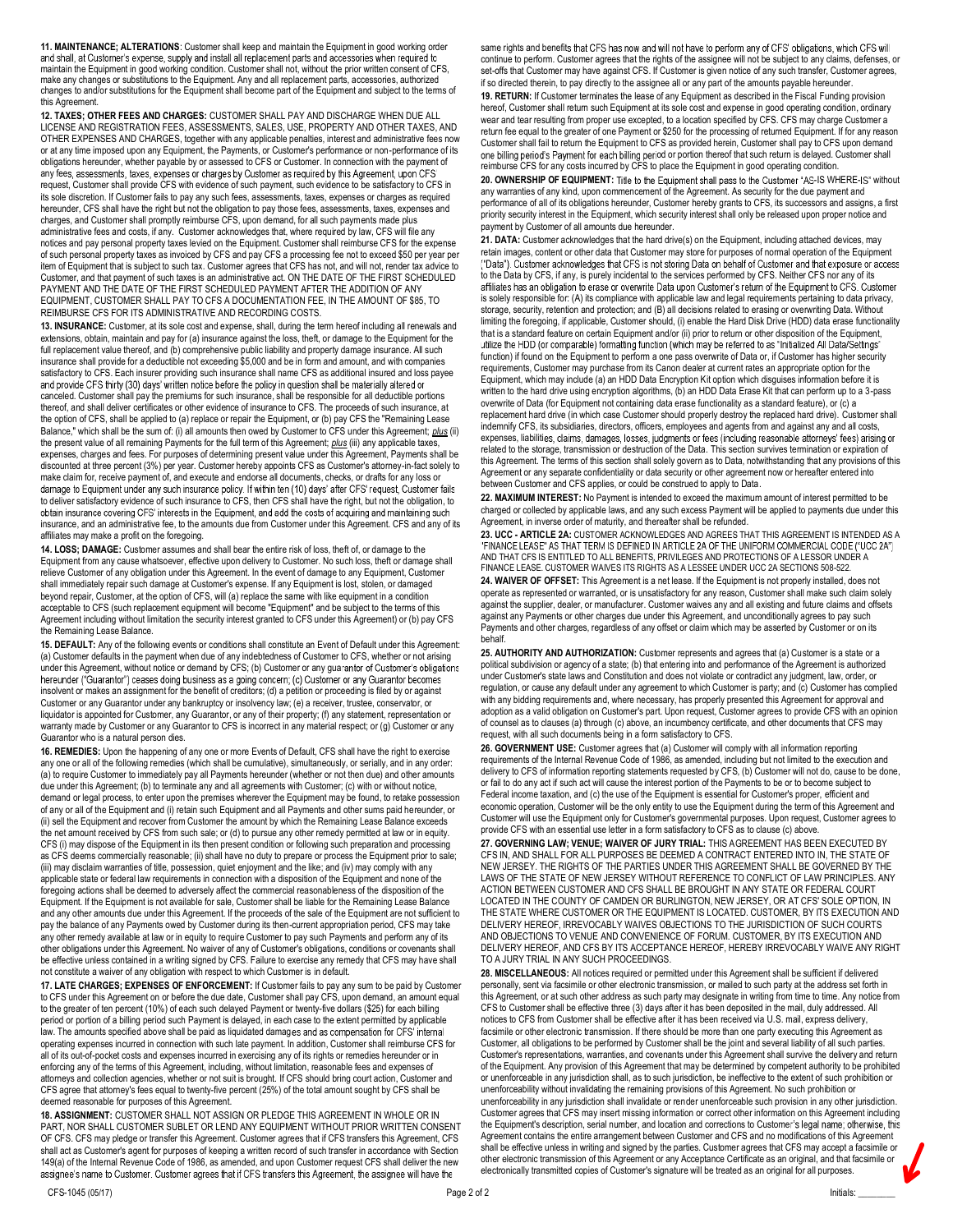**11. MAINTENANCE; ALTERATIONS**: Customer shall keep and maintain the Equipment in good working order and shall, at Customer's expense, supply and install all replacement parts and accessories when required to maintain the Equipment in good working condition. Customer shall not, without the prior written consent of CFS, make any changes or substitutions to the Equipment. Any and all replacement parts, accessories, authorized changes to and/or substitutions for the Equipment shall become part of the Equipment and subject to the terms of this Agreement.

**12. TAXES; OTHER FEES AND CHARGES:** CUSTOMER SHALL PAY AND DISCHARGE WHEN DUE ALL LICENSE AND REGISTRATION FEES, ASSESSMENTS, SALES, USE, PROPERTY AND OTHER TAXES, AND OTHER EXPENSES AND CHARGES, together with any applicable penalties, interest and administrative fees now or at any time imposed upon any Equipment, the Payments, or Customer's performance or non-performance of its obligations hereunder, whether payable by or assessed to CFS or Customer. In connection with the payment of any fees, assessments, taxes, expenses or charges by Customer as required by this Agreement, upon CFS request, Customer shall provide CFS with evidence of such payment, such evidence to be satisfactory to CFS in its sole discretion. If Customer fails to pay any such fees, assessments, taxes, expenses or charges as required hereunder, CFS shall have the right but not the obligation to pay those fees, assessments, taxes, expenses and charges, and Customer shall promptly reimburse CFS, upon demand, for all such payments made plus administrative fees and costs, if any. Customer acknowledges that, where required by law, CFS will file any notices and pay personal property taxes levied on the Equipment. Customer shall reimburse CFS for the expense of such personal property taxes as invoiced by CFS and pay CFS a processing fee not to exceed $50 per year per item of Equipment that is subject to such tax. Customer agrees that CFS has not, and will not, render tax advice to Customer, and that payment of such taxes is an administrative act. ON THE DATE OF THE FIRST SCHEDULED PAYMENT AND THE DATE OF THE FIRST SCHEDULED PAYMENT AFTER THE ADDITION OF ANY EQUIPMENT, CUSTOMER SHALL PAY TO CFS A DOCUMENTATION FEE, IN THE AMOUNT OF $85, TO REIMBURSE CFS FOR ITS ADMINISTRATIVE AND RECORDING COSTS.

**13. INSURANCE:** Customer, at its sole cost and expense, shall, during the term hereof including all renewals and extensions, obtain, maintain and pay for (a) insurance against the loss, theft, or damage to the Equipment for the full replacement value thereof, and (b) comprehensive public liability and property damage insurance. All such insurance shall provide for a deductible not exceeding $5,000 and be in form and amount, and with companies satisfactory to CFS. Each insurer providing such insurance shall name CFS as additional insured and loss payee and provide CFS thirty (30) days' written notice before the policy in question shall be materially altered or canceled. Customer shall pay the premiums for such insurance, shall be responsible for all deductible portions thereof, and shall deliver certificates or other evidence of insurance to CFS. The proceeds of such insurance, at the option of CFS, shall be applied to (a) replace or repair the Equipment, or (b) pay CFS the "Remaining Lease Balance," which shall be the sum of: (i) all amounts then owed by Customer to CFS under this Agreement; *plus* (ii) the present value of all remaining Payments for the full term of this Agreement; *plus* (iii) any applicable taxes, expenses, charges and fees. For purposes of determining present value under this Agreement, Payments shall be discounted at three percent (3%) per year. Customer hereby appoints CFS as Customer's attorney-in-fact solely to make claim for, receive payment of, and execute and endorse all documents, checks, or drafts for any loss or damage to Equipment under any such insurance policy. If within ten (10) days' after CFS' request, Customer fails to deliver satisfactory evidence of such insurance to CFS, then CFS shall have the right, but not the obligation, to obtain insurance covering CFS' interests in the Equipment, and add the costs of acquiring and maintaining such insurance, and an administrative fee, to the amounts due from Customer under this Agreement. CFS and any of its affiliates may make a profit on the foregoing.

**14. LOSS; DAMAGE:** Customer assumes and shall bear the entire risk of loss, theft of, or damage to the Equipment from any cause whatsoever, effective upon delivery to Customer. No such loss, theft or damage shall relieve Customer of any obligation under this Agreement. In the event of damage to any Equipment, Customer shall immediately repair such damage at Customer's expense. If any Equipment is lost, stolen, or damaged beyond repair, Customer, at the option of CFS, will (a) replace the same with like equipment in a condition acceptable to CFS (such replacement equipment will become "Equipment" and be subject to the terms of this Agreement including without limitation the security interest granted to CFS under this Agreement) or (b) pay CFS the Remaining Lease Balance.

**15. DEFAULT:** Any of the following events or conditions shall constitute an Event of Default under this Agreement: (a) Customer defaults in the payment when due of any indebtedness of Customer to CFS, whether or not arising under this Agreement, without notice or demand by CFS; (b) Customer or any guarantor of Customer's obligations hereunder ("Guarantor") ceases doing business as a going concern; (c) Customer or any Guarantor becomes insolvent or makes an assignment for the benefit of creditors; (d) a petition or proceeding is filed by or against Customer or any Guarantor under any bankruptcy or insolvency law; (e) a receiver, trustee, conservator, or liquidator is appointed for Customer, any Guarantor, or any of their property; (f) any statement, representation or warranty made by Customer or any Guarantor to CFS is incorrect in any material respect; or (g) Customer or any Guarantor who is a natural person dies.

**16. REMEDIES:** Upon the happening of any one or more Events of Default, CFS shall have the right to exercise any one or all of the following remedies (which shall be cumulative), simultaneously, or serially, and in any order: (a) to require Customer to immediately pay all Payments hereunder (whether or not then due) and other amounts due under this Agreement; (b) to terminate any and all agreements with Customer; (c) with or without notice, demand or legal process, to enter upon the premises wherever the Equipment may be found, to retake possession of any or all of the Equipment and (i) retain such Equipment and all Payments and other sums paid hereunder, or (ii) sell the Equipment and recover from Customer the amount by which the Remaining Lease Balance exceeds the net amount received by CFS from such sale; or (d) to pursue any other remedy permitted at law or in equity. CFS (i) may dispose of the Equipment in its then present condition or following such preparation and processing as CFS deems commercially reasonable; (ii) shall have no duty to prepare or process the Equipment prior to sale; (iii) may disclaim warranties of title, possession, quiet enjoyment and the like; and (iv) may comply with any applicable state or federal law requirements in connection with a disposition of the Equipment and none of the foregoing actions shall be deemed to adversely affect the commercial reasonableness of the disposition of the Equipment. If the Equipment is not available for sale, Customer shall be liable for the Remaining Lease Balance and any other amounts due under this Agreement. If the proceeds of the sale of the Equipment are not sufficient to pay the balance of any Payments owed by Customer during its then-current appropriation period, CFS may take any other remedy available at law or in equity to require Customer to pay such Payments and perform any of its other obligations under this Agreement. No waiver of any of Customer's obligations, conditions or covenants shall be effective unless contained in a writing signed by CFS. Failure to exercise any remedy that CFS may have shall not constitute a waiver of any obligation with respect to which Customer is in default.

**17. LATE CHARGES; EXPENSES OF ENFORCEMENT:** If Customer fails to pay any sum to be paid by Customer to CFS under this Agreement on or before the due date, Customer shall pay CFS, upon demand, an amount equal to the greater of ten percent (10%) of each such delayed Payment or twenty-five dollars ($25) for each billing period or portion of a billing period such Payment is delayed, in each case to the extent permitted by applicable law. The amounts specified above shall be paid as liquidated damages and as compensation for CFS' internal operating expenses incurred in connection with such late payment. In addition, Customer shall reimburse CFS for all of its out-of-pocket costs and expenses incurred in exercising any of its rights or remedies hereunder or in enforcing any of the terms of this Agreement, including, without limitation, reasonable fees and expenses of attorneys and collection agencies, whether or not suit is brought. If CFS should bring court action, Customer and CFS agree that attorney's fees equal to twenty-five percent (25%) of the total amount sought by CFS shall be deemed reasonable for purposes of this Agreement.

**18. ASSIGNMENT:** CUSTOMER SHALL NOT ASSIGN OR PLEDGE THIS AGREEMENT IN WHOLE OR IN PART, NOR SHALL CUSTOMER SUBLET OR LEND ANY EQUIPMENT WITHOUT PRIOR WRITTEN CONSENT OF CFS. CFS may pledge or transfer this Agreement. Customer agrees that if CFS transfers this Agreement, CFS shall act as Customer's agent for purposes of keeping a written record of such transfer in accordance with Section 149(a) of the Internal Revenue Code of 1986, as amended, and upon Customer request CFS shall deliver the new assignee's name to Customer. Customer agrees that if CFS transfers this Agreement, the assignee will have the same rights and benefits that CFS has now and will not have to perform any of CFS' obligations, which CFS will continue to perform. Customer agrees that the rights of the assignee will not be subject to any claims, defenses, or set-offs that Customer may have against CFS. If Customer is given notice of any such transfer, Customer agrees, if so directed therein, to pay directly to the assignee all or any part of the amounts payable hereunder.

**19. RETURN:** If Customer terminates the lease of any Equipment as described in the Fiscal Funding provision hereof, Customer shall return such Equipment at its sole cost and expense in good operating condition, ordinary wear and tear resulting from proper use excepted, to a location specified by CFS. CFS may charge Customer a return fee equal to the greater of one Payment or $250 for the processing of returned Equipment. If for any reason Customer shall fail to return the Equipment to CFS as provided herein, Customer shall pay to CFS upon demand one billing period's Payment for each billing period or portion thereof that such return is delayed. Customer shall reimburse CFS for any costs incurred by CFS to place the Equipment in good operating condition.

**20. OWNERSHIP OF EQUIPMENT:** Title to the Equipment shall pass to the Customer "AS-IS WHERE-IS" without any warranties of any kind, upon commencement of the Agreement. As security for the due payment and performance of all of its obligations hereunder, Customer hereby grants to CFS, its successors and assigns, a first priority security interest in the Equipment, which security interest shall only be released upon proper notice and payment by Customer of all amounts due hereunder.

**21. DATA:** Customer acknowledges that the hard drive(s) on the Equipment, including attached devices, may retain images, content or other data that Customer may store for purposes of normal operation of the Equipment ("Data"). Customer acknowledges that CFS is not storing Data on behalf of Customer and that exposure or access to the Data by CFS, if any, is purely incidental to the services performed by CFS. Neither CFS nor any of its affiliates has an obligation to erase or overwrite Data upon Customer's return of the Equipment to CFS. Customer is solely responsible for: (A) its compliance with applicable law and legal requirements pertaining to data privacy, storage, security, retention and protection; and (B) all decisions related to erasing or overwriting Data. Without limiting the foregoing, if applicable, Customer should, (i) enable the Hard Disk Drive (HDD) data erase functionality that is a standard feature on certain Equipment and/or (ii) prior to return or other disposition of the Equipment, utilize the HDD (or comparable) formatting function (which may be referred to as "Initialized All Data/Settings" function) if found on the Equipment to perform a one pass overwrite of Data or, if Customer has higher security requirements, Customer may purchase from its Canon dealer at current rates an appropriate option for the Equipment, which may include (a) an HDD Data Encryption Kit option which disguises information before it is written to the hard drive using encryption algorithms, (b) an HDD Data Erase Kit that can perform up to a 3-pass overwrite of Data (for Equipment not containing data erase functionality as a standard feature), or (c) a replacement hard drive (in which case Customer should properly destroy the replaced hard drive). Customer shall indemnify CFS, its subsidiaries, directors, officers, employees and agents from and against any and all costs, expenses, liabilities, claims, damages, losses, judgments or fees (including reasonable attorneys' fees) arising or related to the storage, transmission or destruction of the Data. This section survives termination or expiration of this Agreement. The terms of this section shall solely govern as to Data, notwithstanding that any provisions of this Agreement or any separate confidentiality or data security or other agreement now or hereafter entered into between Customer and CFS applies, or could be construed to apply to Data.

**22. MAXIMUM INTEREST:** No Payment is intended to exceed the maximum amount of interest permitted to be charged or collected by applicable laws, and any such excess Payment will be applied to payments due under this Agreement, in inverse order of maturity, and thereafter shall be refunded.

**23. UCC - ARTICLE 2A:** CUSTOMER ACKNOWLEDGES AND AGREES THAT THIS AGREEMENT IS INTENDED AS A "FINANCE LEASE" AS THAT TERM IS DEFINED IN ARTICLE 2A OF THE UNIFORM COMMERCIAL CODE ("UCC 2A") AND THAT CFS IS ENTITLED TO ALL BENEFITS, PRIVILEGES AND PROTECTIONS OF A LESSOR UNDER A FINANCE LEASE. CUSTOMER WAIVES ITS RIGHTS AS A LESSEE UNDER UCC 2A SECTIONS 508-522.

**24. WAIVER OF OFFSET:** This Agreement is a net lease. If the Equipment is not properly installed, does not operate as represented or warranted, or is unsatisfactory for any reason, Customer shall make such claim solely against the supplier, dealer, or manufacturer. Customer waives any and all existing and future claims and offsets against any Payments or other charges due under this Agreement, and unconditionally agrees to pay such Payments and other charges, regardless of any offset or claim which may be asserted by Customer or on its behalf.

**25. AUTHORITY AND AUTHORIZATION:** Customer represents and agrees that (a) Customer is a state or a political subdivision or agency of a state; (b) that entering into and performance of the Agreement is authorized under Customer's state laws and Constitution and does not violate or contradict any judgment, law, order, or regulation, or cause any default under any agreement to which Customer is party; and (c) Customer has complied with any bidding requirements and, where necessary, has properly presented this Agreement for approval and adoption as a valid obligation on Customer's part. Upon request, Customer agrees to provide CFS with an opinion of counsel as to clauses (a) through (c) above, an incumbency certificate, and other documents that CFS may request, with all such documents being in a form satisfactory to CFS.

**26. GOVERNMENT USE:** Customer agrees that (a) Customer will comply with all information reporting requirements of the Internal Revenue Code of 1986, as amended, including but not limited to the execution and delivery to CFS of information reporting statements requested by CFS, (b) Customer will not do, cause to be done, or fail to do any act if such act will cause the interest portion of the Payments to be or to become subject to Federal income taxation, and (c) the use of the Equipment is essential for Customer's proper, efficient and economic operation, Customer will be the only entity to use the Equipment during the term of this Agreement and Customer will use the Equipment only for Customer's governmental purposes. Upon request, Customer agrees to provide CFS with an essential use letter in a form satisfactory to CFS as to clause (c) above.

**27. GOVERNING LAW; VENUE; WAIVER OF JURY TRIAL:** THIS AGREEMENT HAS BEEN EXECUTED BY CFS IN, AND SHALL FOR ALL PURPOSES BE DEEMED A CONTRACT ENTERED INTO IN, THE STATE OF NEW JERSEY. THE RIGHTS OF THE PARTIES UNDER THIS AGREEMENT SHALL BE GOVERNED BY THE LAWS OF THE STATE OF NEW JERSEY WITHOUT REFERENCE TO CONFLICT OF LAW PRINCIPLES. ANY ACTION BETWEEN CUSTOMER AND CFS SHALL BE BROUGHT IN ANY STATE OR FEDERAL COURT LOCATED IN THE COUNTY OF CAMDEN OR BURLINGTON, NEW JERSEY, OR AT CFS' SOLE OPTION, IN THE STATE WHERE CUSTOMER OR THE EQUIPMENT IS LOCATED. CUSTOMER, BY ITS EXECUTION AND DELIVERY HEREOF, IRREVOCABLY WAIVES OBJECTIONS TO THE JURISDICTION OF SUCH COURTS AND OBJECTIONS TO VENUE AND CONVENIENCE OF FORUM. CUSTOMER, BY ITS EXECUTION AND DELIVERY HEREOF, AND CFS BY ITS ACCEPTANCE HEREOF, HEREBY IRREVOCABLY WAIVE ANY RIGHT TO A JURY TRIAL IN ANY SUCH PROCEEDINGS.

**28. MISCELLANEOUS:** All notices required or permitted under this Agreement shall be sufficient if delivered personally, sent via facsimile or other electronic transmission, or mailed to such party at the address set forth in this Agreement, or at such other address as such party may designate in writing from time to time. Any notice from CFS to Customer shall be effective three (3) days after it has been deposited in the mail, duly addressed. All notices to CFS from Customer shall be effective after it has been received via U.S. mail, express delivery, facsimile or other electronic transmission. If there should be more than one party executing this Agreement as Customer, all obligations to be performed by Customer shall be the joint and several liability of all such parties. Customer's representations, warranties, and covenants under this Agreement shall survive the delivery and return of the Equipment. Any provision of this Agreement that may be determined by competent authority to be prohibited or unenforceable in any jurisdiction shall, as to such jurisdiction, be ineffective to the extent of such prohibition or unenforceability without invalidating the remaining provisions of this Agreement. No such prohibition or unenforceability in any jurisdiction shall invalidate or render unenforceable such provision in any other jurisdiction. Customer agrees that CFS may insert missing information or correct other information on this Agreement including the Equipment's description, serial number, and location and corrections to Customer's legal name; otherwise, this Agreement contains the entire arrangement between Customer and CFS and no modifications of this Agreement shall be effective unless in writing and signed by the parties. Customer agrees that CFS may accept a facsimile or other electronic transmission of this Agreement or any Acceptance Certificate as an original, and that facsimile or electronically transmitted copies of Customer's signature will be treated as an original for all purposes.

CFS-1045 (05/17)

Initials: ________